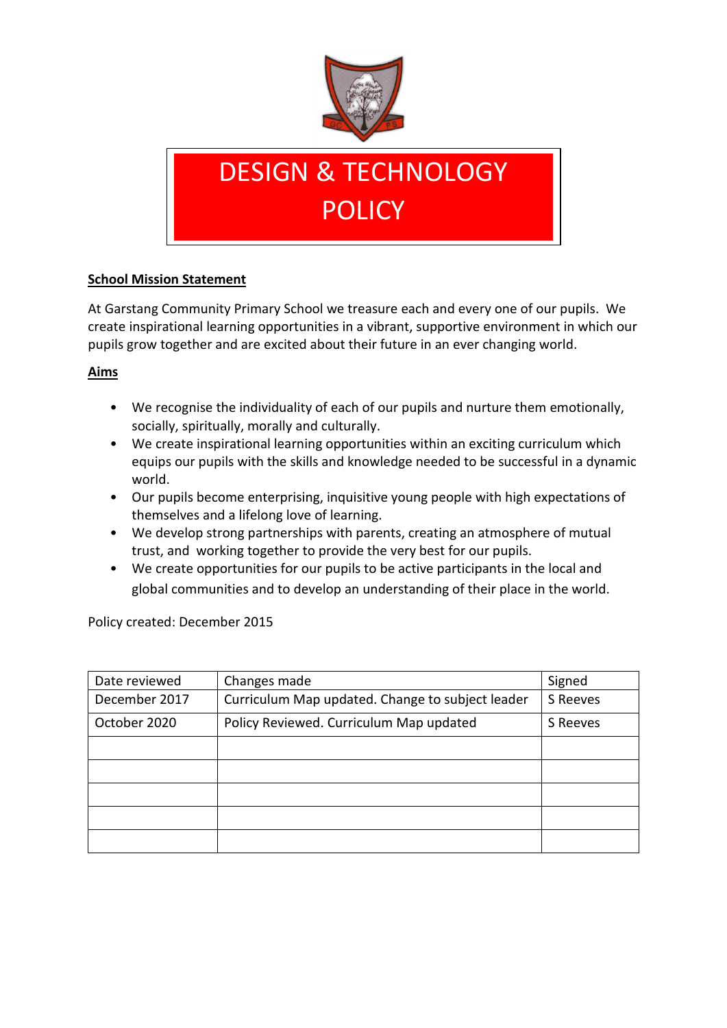# DESIGN & TECHNOLOGY POLICY

**School Mission Statement**

At Garstang Community Primary School we treasure each and every one of our pupils. We create inspirational learning opportunities in a vibrant, supportive environment in which our pupils grow together and are excited about their future in an ever changing world.

**Aims**

- We recognise the individuality of each of our pupils and nurture them emotionally, socially, spiritually, morally and culturally.
- We create inspirational learning opportunities within an exciting curriculum which equips our pupils with the skills and knowledge needed to be successful in a dynamic world.
- Our pupils become enterprising, inquisitive young people with high expectations of themselves and a lifelong love of learning.
- We develop strong partnerships with parents, creating an atmosphere of mutual trust, and working together to provide the very best for our pupils.
- We create opportunities for our pupils to be active participants in the local and global communities and to develop an understanding of their place in the world.

Policy created: December 2015

| Date reviewed | Changes made | Signed |
| --- | --- | --- |
| December 2017 | Curriculum Map updated. Change to subject leader | S Reeves |
| October 2020 | Policy Reviewed. Curriculum Map updated | S Reeves |
| | | |
| | | |
| | | |
| | | |
| | | |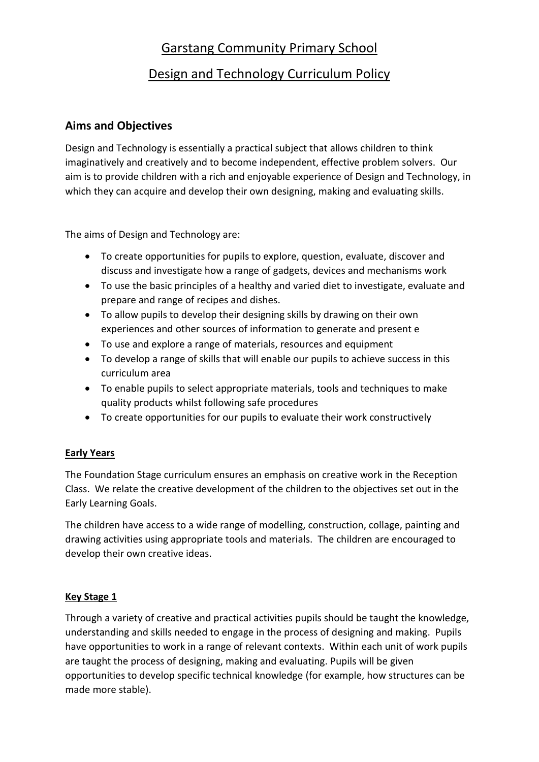# Garstang Community Primary School

# Design and Technology Curriculum Policy

## Aims and Objectives

Design and Technology is essentially a practical subject that allows children to think imaginatively and creatively and to become independent, effective problem solvers. Our aim is to provide children with a rich and enjoyable experience of Design and Technology, in which they can acquire and develop their own designing, making and evaluating skills.

The aims of Design and Technology are:

- To create opportunities for pupils to explore, question, evaluate, discover and discuss and investigate how a range of gadgets, devices and mechanisms work
- To use the basic principles of a healthy and varied diet to investigate, evaluate and prepare and range of recipes and dishes.
- To allow pupils to develop their designing skills by drawing on their own experiences and other sources of information to generate and present e
- To use and explore a range of materials, resources and equipment
- To develop a range of skills that will enable our pupils to achieve success in this curriculum area
- To enable pupils to select appropriate materials, tools and techniques to make quality products whilst following safe procedures
- To create opportunities for our pupils to evaluate their work constructively

### Early Years

The Foundation Stage curriculum ensures an emphasis on creative work in the Reception Class. We relate the creative development of the children to the objectives set out in the Early Learning Goals.

The children have access to a wide range of modelling, construction, collage, painting and drawing activities using appropriate tools and materials. The children are encouraged to develop their own creative ideas.

### Key Stage 1

Through a variety of creative and practical activities pupils should be taught the knowledge, understanding and skills needed to engage in the process of designing and making. Pupils have opportunities to work in a range of relevant contexts. Within each unit of work pupils are taught the process of designing, making and evaluating. Pupils will be given opportunities to develop specific technical knowledge (for example, how structures can be made more stable).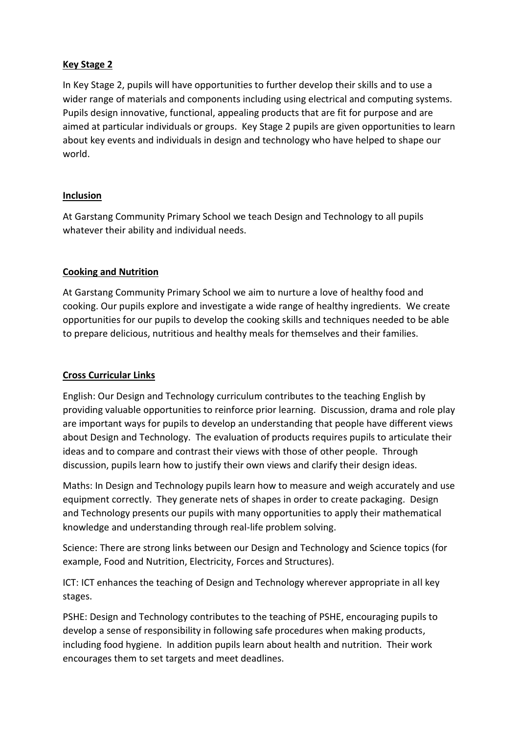## Key Stage 2

In Key Stage 2, pupils will have opportunities to further develop their skills and to use a wider range of materials and components including using electrical and computing systems. Pupils design innovative, functional, appealing products that are fit for purpose and are aimed at particular individuals or groups. Key Stage 2 pupils are given opportunities to learn about key events and individuals in design and technology who have helped to shape our world.

## Inclusion

At Garstang Community Primary School we teach Design and Technology to all pupils whatever their ability and individual needs.

## Cooking and Nutrition

At Garstang Community Primary School we aim to nurture a love of healthy food and cooking. Our pupils explore and investigate a wide range of healthy ingredients. We create opportunities for our pupils to develop the cooking skills and techniques needed to be able to prepare delicious, nutritious and healthy meals for themselves and their families.

## Cross Curricular Links

English: Our Design and Technology curriculum contributes to the teaching English by providing valuable opportunities to reinforce prior learning. Discussion, drama and role play are important ways for pupils to develop an understanding that people have different views about Design and Technology. The evaluation of products requires pupils to articulate their ideas and to compare and contrast their views with those of other people. Through discussion, pupils learn how to justify their own views and clarify their design ideas.

Maths: In Design and Technology pupils learn how to measure and weigh accurately and use equipment correctly. They generate nets of shapes in order to create packaging. Design and Technology presents our pupils with many opportunities to apply their mathematical knowledge and understanding through real-life problem solving.

Science: There are strong links between our Design and Technology and Science topics (for example, Food and Nutrition, Electricity, Forces and Structures).

ICT: ICT enhances the teaching of Design and Technology wherever appropriate in all key stages.

PSHE: Design and Technology contributes to the teaching of PSHE, encouraging pupils to develop a sense of responsibility in following safe procedures when making products, including food hygiene. In addition pupils learn about health and nutrition. Their work encourages them to set targets and meet deadlines.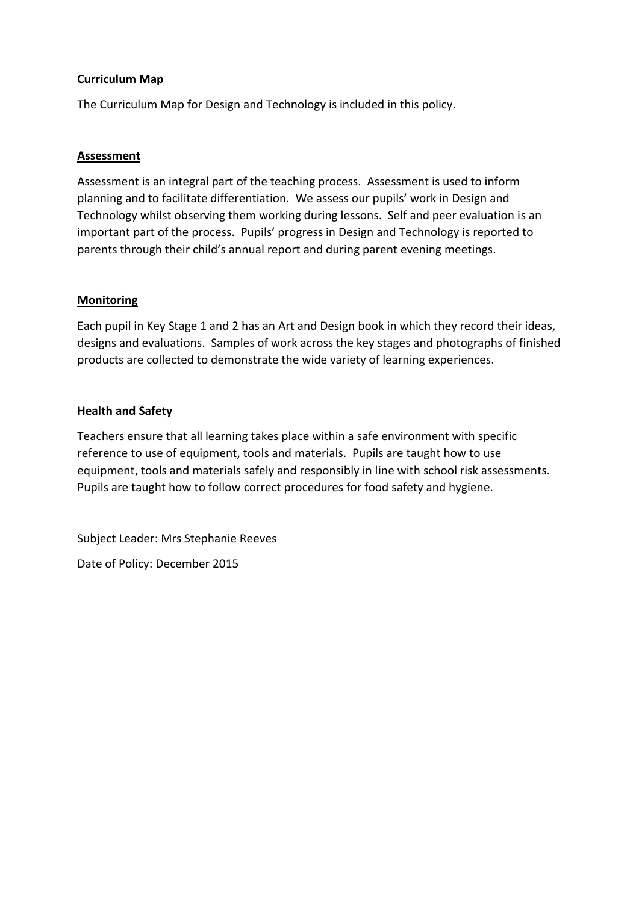## Curriculum Map

The Curriculum Map for Design and Technology is included in this policy.

## Assessment

Assessment is an integral part of the teaching process. Assessment is used to inform planning and to facilitate differentiation. We assess our pupils' work in Design and Technology whilst observing them working during lessons. Self and peer evaluation is an important part of the process. Pupils' progress in Design and Technology is reported to parents through their child's annual report and during parent evening meetings.

## Monitoring

Each pupil in Key Stage 1 and 2 has an Art and Design book in which they record their ideas, designs and evaluations. Samples of work across the key stages and photographs of finished products are collected to demonstrate the wide variety of learning experiences.

## Health and Safety

Teachers ensure that all learning takes place within a safe environment with specific reference to use of equipment, tools and materials. Pupils are taught how to use equipment, tools and materials safely and responsibly in line with school risk assessments. Pupils are taught how to follow correct procedures for food safety and hygiene.

Subject Leader: Mrs Stephanie Reeves

Date of Policy: December 2015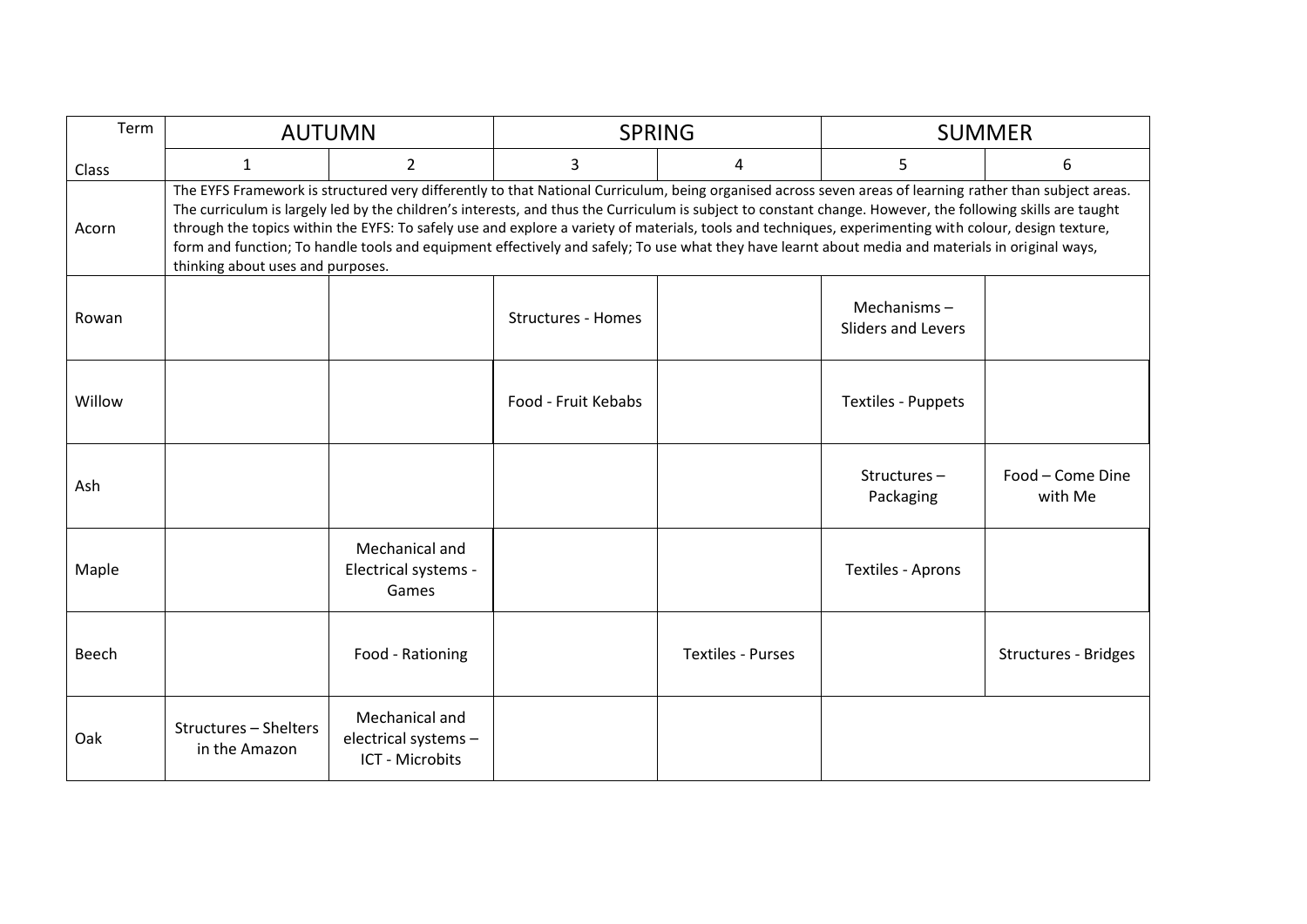| Term | AUTUMN | | SPRING | | SUMMER | |
|---|---|---|---|---|---|---|
| Class | 1 | 2 | 3 | 4 | 5 | 6 |
| Acorn | The EYFS Framework is structured very differently to that National Curriculum, being organised across seven areas of learning rather than subject areas. The curriculum is largely led by the children's interests, and thus the Curriculum is subject to constant change. However, the following skills are taught through the topics within the EYFS: To safely use and explore a variety of materials, tools and techniques, experimenting with colour, design texture, form and function; To handle tools and equipment effectively and safely; To use what they have learnt about media and materials in original ways, thinking about uses and purposes. | | | | | |
| Rowan | | | Structures - Homes | | Mechanisms – Sliders and Levers | |
| Willow | | | Food - Fruit Kebabs | | Textiles - Puppets | |
| Ash | | | | | Structures – Packaging | Food – Come Dine with Me |
| Maple | | Mechanical and Electrical systems - Games | | | Textiles - Aprons | |
| Beech | | Food - Rationing | | Textiles - Purses | | Structures - Bridges |
| Oak | Structures – Shelters in the Amazon | Mechanical and electrical systems – ICT - Microbits | | | | |